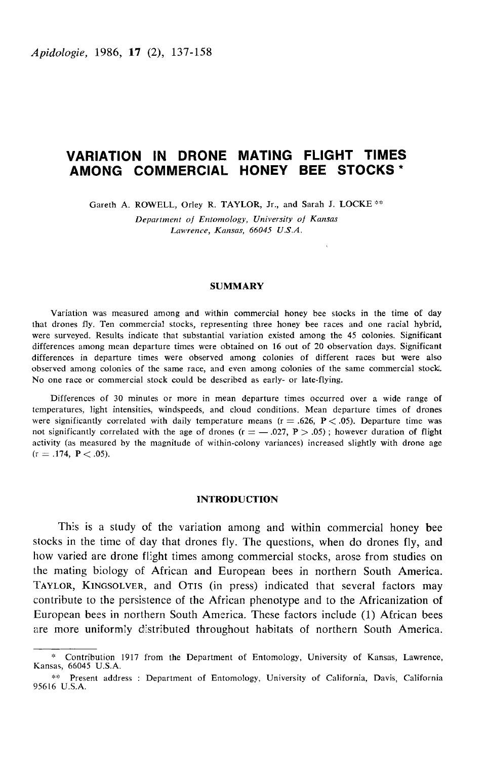# VARIATION IN DRONE MATING FLIGHT TIMES AMONG COMMERCIAL HONEY BEE STOCKS *

Gareth A. ROWELL, Orley R. TAYLOR, Jr., and Sarah J. LOCKE **

*Department of Entomology, University of Kansas*
*Lawrence, Kansas, 66045 U.S.A.*

## SUMMARY

Variation was measured among and within commercial honey bee stocks in the time of day that drones fly. Ten commercial stocks, representing three honey bee races and one racial hybrid, were surveyed. Results indicate that substantial variation existed among the 45 colonies. Significant differences among mean departure times were obtained on 16 out of 20 observation days. Significant differences in departure times were observed among colonies of different races but were also observed among colonies of the same race, and even among colonies of the same commercial stock. No one race or commercial stock could be described as early- or late-flying.

Differences of 30 minutes or more in mean departure times occurred over a wide range of temperatures, light intensities, windspeeds, and cloud conditions. Mean departure times of drones were significantly correlated with daily temperature means ($r = .626$, $P < .05$). Departure time was not significantly correlated with the age of drones ($r = -.027$, $P > .05$); however duration of flight activity (as measured by the magnitude of within-colony variances) increased slightly with drone age ($r = .174$, $P < .05$).

## INTRODUCTION

This is a study of the variation among and within commercial honey bee stocks in the time of day that drones fly. The questions, when do drones fly, and how varied are drone flight times among commercial stocks, arose from studies on the mating biology of African and European bees in northern South America. TAYLOR, KINGSOLVER, and OTIS (in press) indicated that several factors may contribute to the persistence of the African phenotype and to the Africanization of European bees in northern South America. These factors include (1) African bees are more uniformly distributed throughout habitats of northern South America.

---

\* Contribution 1917 from the Department of Entomology, University of Kansas, Lawrence, Kansas, 66045 U.S.A.

\*\* Present address : Department of Entomology, University of California, Davis, California 95616 U.S.A.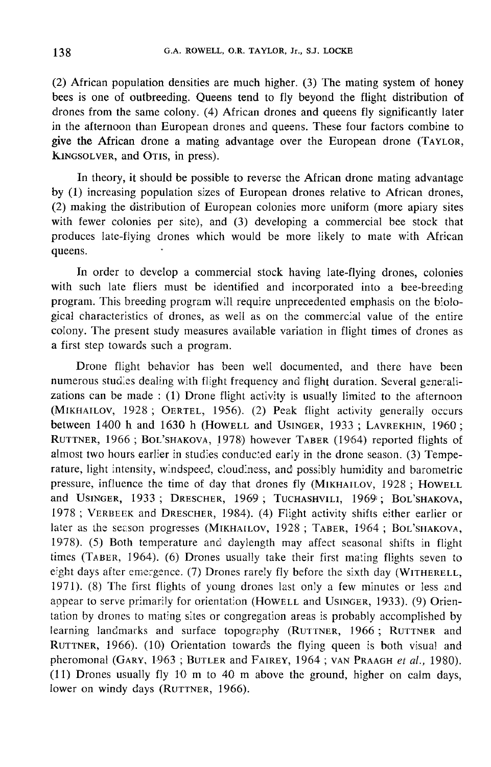(2) African population densities are much higher. (3) The mating system of honey bees is one of outbreeding. Queens tend to fly beyond the flight distribution of drones from the same colony. (4) African drones and queens fly significantly later in the afternoon than European drones and queens. These four factors combine to give the African drone a mating advantage over the European drone (TAYLOR, KINGSOLVER, and OTIS, in press).

In theory, it should be possible to reverse the African drone mating advantage by (1) increasing population sizes of European drones relative to African drones, (2) making the distribution of European colonies more uniform (more apiary sites with fewer colonies per site), and (3) developing a commercial bee stock that produces late-flying drones which would be more likely to mate with African queens.

In order to develop a commercial stock having late-flying drones, colonies with such late fliers must be identified and incorporated into a bee-breeding program. This breeding program will require unprecedented emphasis on the biological characteristics of drones, as well as on the commercial value of the entire colony. The present study measures available variation in flight times of drones as a first step towards such a program.

Drone flight behavior has been well documented, and there have been numerous studies dealing with flight frequency and flight duration. Several generalizations can be made : (1) Drone flight activity is usually limited to the afternoon (MIKHAILOV, 1928 ; OERTEL, 1956). (2) Peak flight activity generally occurs between 1400 h and 1630 h (HOWELL and USINGER, 1933 ; LAVREKHIN, 1960 ; RUTTNER, 1966 ; BOL'SHAKOVA, 1978) however TABER (1964) reported flights of almost two hours earlier in studies conducted early in the drone season. (3) Temperature, light intensity, windspeed, cloudiness, and possibly humidity and barometric pressure, influence the time of day that drones fly (MIKHAILOV, 1928 ; HOWELL and USINGER, 1933 ; DRESCHER, 1969 ; TUCHASHVILI, 1969 ; BOL'SHAKOVA, 1978 ; VERBEEK and DRESCHER, 1984). (4) Flight activity shifts either earlier or later as the season progresses (MIKHAILOV, 1928 ; TABER, 1964 ; BOL'SHAKOVA, 1978). (5) Both temperature and daylength may affect seasonal shifts in flight times (TABER, 1964). (6) Drones usually take their first mating flights seven to eight days after emergence. (7) Drones rarely fly before the sixth day (WITHERELL, 1971). (8) The first flights of young drones last only a few minutes or less and appear to serve primarily for orientation (HOWELL and USINGER, 1933). (9) Orientation by drones to mating sites or congregation areas is probably accomplished by learning landmarks and surface topography (RUTTNER, 1966 ; RUTTNER and RUTTNER, 1966). (10) Orientation towards the flying queen is both visual and pheromonal (GARY, 1963 ; BUTLER and FAIREY, 1964 ; VAN PRAAGH *et al.*, 1980). (11) Drones usually fly 10 m to 40 m above the ground, higher on calm days, lower on windy days (RUTTNER, 1966).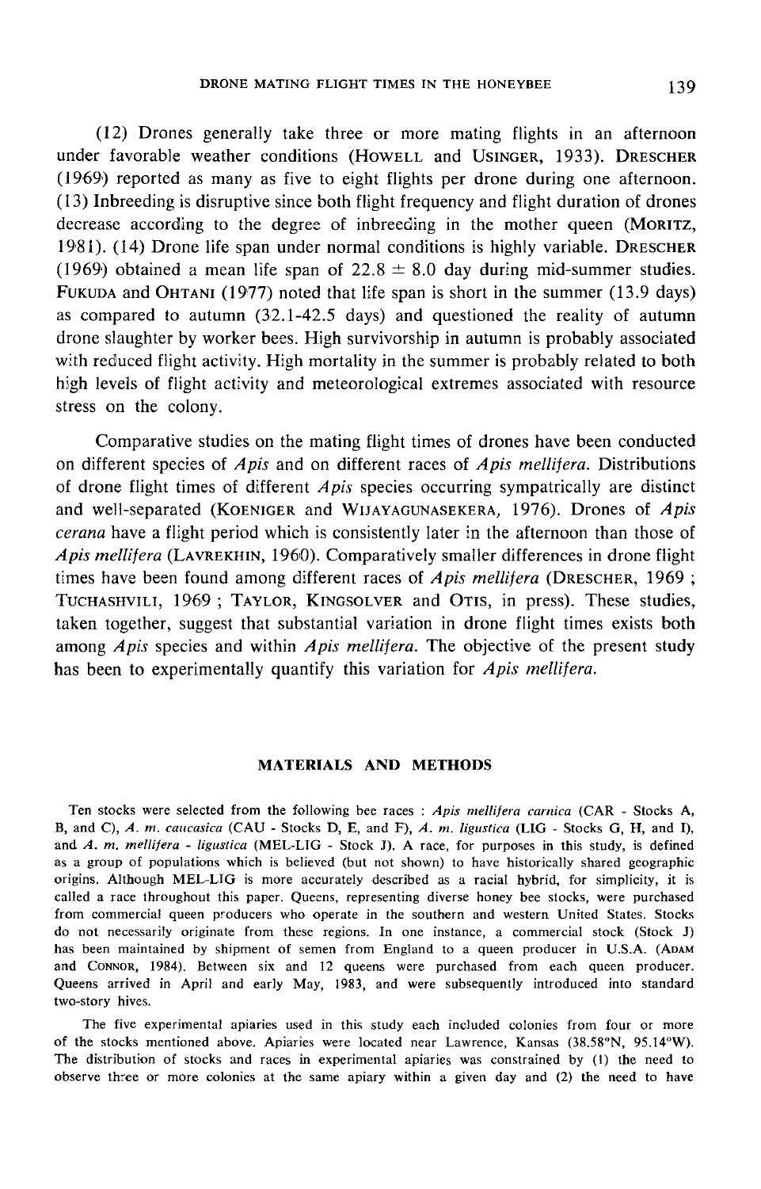(12) Drones generally take three or more mating flights in an afternoon under favorable weather conditions (HOWELL and USINGER, 1933). DRESCHER (1969) reported as many as five to eight flights per drone during one afternoon. (13) Inbreeding is disruptive since both flight frequency and flight duration of drones decrease according to the degree of inbreeding in the mother queen (MORITZ, 1981). (14) Drone life span under normal conditions is highly variable. DRESCHER (1969) obtained a mean life span of $22.8 \pm 8.0$ day during mid-summer studies. FUKUDA and OHTANI (1977) noted that life span is short in the summer (13.9 days) as compared to autumn (32.1-42.5 days) and questioned the reality of autumn drone slaughter by worker bees. High survivorship in autumn is probably associated with reduced flight activity. High mortality in the summer is probably related to both high levels of flight activity and meteorological extremes associated with resource stress on the colony.

Comparative studies on the mating flight times of drones have been conducted on different species of *Apis* and on different races of *Apis mellifera*. Distributions of drone flight times of different *Apis* species occurring sympatrically are distinct and well-separated (KOENIGER and WIJAYAGUNASEKERA, 1976). Drones of *Apis cerana* have a flight period which is consistently later in the afternoon than those of *Apis mellifera* (LAVREKHIN, 1960). Comparatively smaller differences in drone flight times have been found among different races of *Apis mellifera* (DRESCHER, 1969 ; TUCHASHVILI, 1969 ; TAYLOR, KINGSOLVER and OTIS, in press). These studies, taken together, suggest that substantial variation in drone flight times exists both among *Apis* species and within *Apis mellifera*. The objective of the present study has been to experimentally quantify this variation for *Apis mellifera*.

## MATERIALS AND METHODS

Ten stocks were selected from the following bee races : *Apis mellifera carnica* (CAR - Stocks A, B, and C), *A. m. caucasica* (CAU - Stocks D, E, and F), *A. m. ligustica* (LIG - Stocks G, H, and I), and *A. m. mellifera - ligustica* (MEL-LIG - Stock J). A race, for purposes in this study, is defined as a group of populations which is believed (but not shown) to have historically shared geographic origins. Although MEL-LIG is more accurately described as a racial hybrid, for simplicity, it is called a race throughout this paper. Queens, representing diverse honey bee stocks, were purchased from commercial queen producers who operate in the southern and western United States. Stocks do not necessarily originate from these regions. In one instance, a commercial stock (Stock J) has been maintained by shipment of semen from England to a queen producer in U.S.A. (ADAM and CONNOR, 1984). Between six and 12 queens were purchased from each queen producer. Queens arrived in April and early May, 1983, and were subsequently introduced into standard two-story hives.

The five experimental apiaries used in this study each included colonies from four or more of the stocks mentioned above. Apiaries were located near Lawrence, Kansas (38.58°N, 95.14°W). The distribution of stocks and races in experimental apiaries was constrained by (1) the need to observe three or more colonies at the same apiary within a given day and (2) the need to have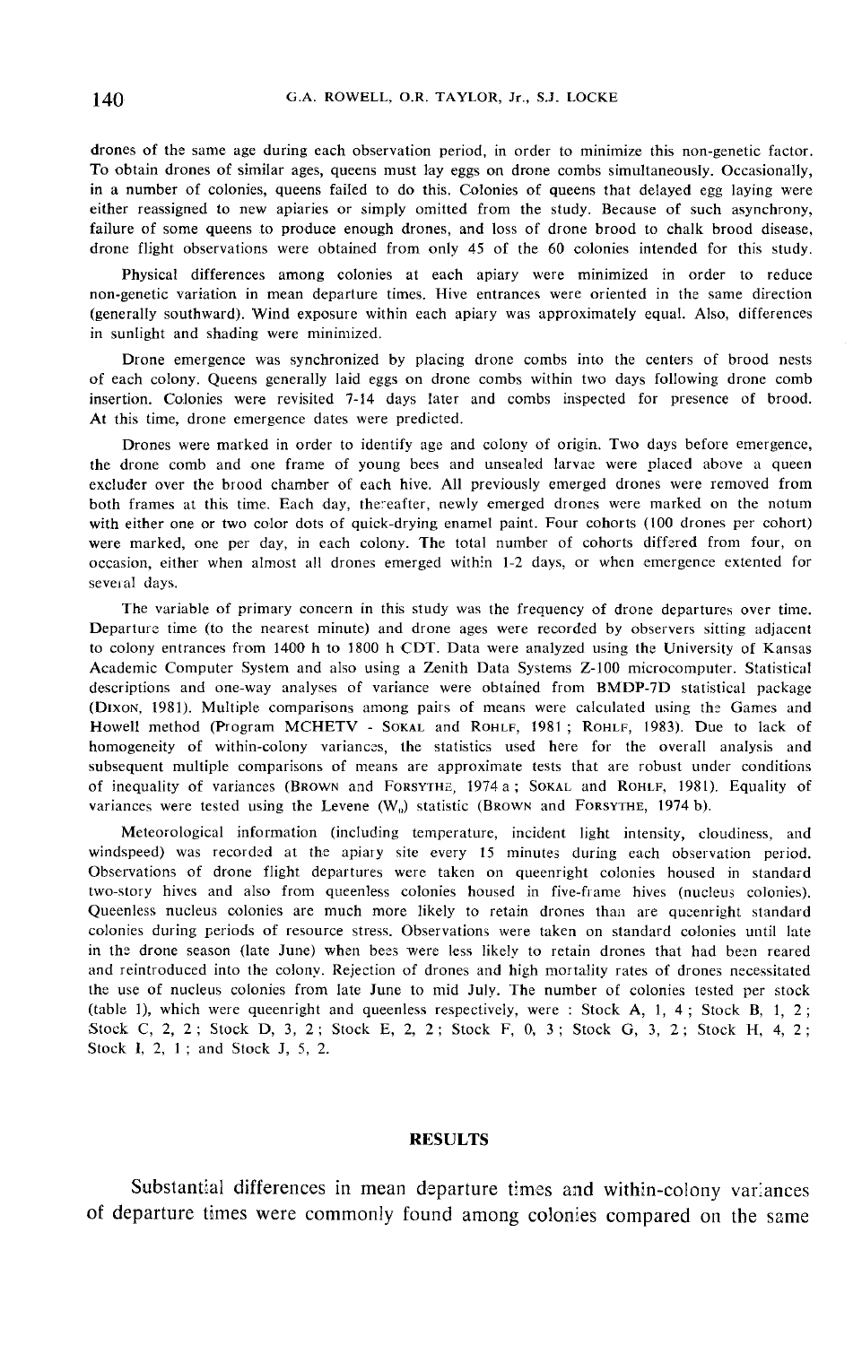drones of the same age during each observation period, in order to minimize this non-genetic factor. To obtain drones of similar ages, queens must lay eggs on drone combs simultaneously. Occasionally, in a number of colonies, queens failed to do this. Colonies of queens that delayed egg laying were either reassigned to new apiaries or simply omitted from the study. Because of such asynchrony, failure of some queens to produce enough drones, and loss of drone brood to chalk brood disease, drone flight observations were obtained from only 45 of the 60 colonies intended for this study.

Physical differences among colonies at each apiary were minimized in order to reduce non-genetic variation in mean departure times. Hive entrances were oriented in the same direction (generally southward). Wind exposure within each apiary was approximately equal. Also, differences in sunlight and shading were minimized.

Drone emergence was synchronized by placing drone combs into the centers of brood nests of each colony. Queens generally laid eggs on drone combs within two days following drone comb insertion. Colonies were revisited 7-14 days later and combs inspected for presence of brood. At this time, drone emergence dates were predicted.

Drones were marked in order to identify age and colony of origin. Two days before emergence, the drone comb and one frame of young bees and unsealed larvae were placed above a queen excluder over the brood chamber of each hive. All previously emerged drones were removed from both frames at this time. Each day, thereafter, newly emerged drones were marked on the notum with either one or two color dots of quick-drying enamel paint. Four cohorts (100 drones per cohort) were marked, one per day, in each colony. The total number of cohorts differed from four, on occasion, either when almost all drones emerged within 1-2 days, or when emergence extented for several days.

The variable of primary concern in this study was the frequency of drone departures over time. Departure time (to the nearest minute) and drone ages were recorded by observers sitting adjacent to colony entrances from 1400 h to 1800 h CDT. Data were analyzed using the University of Kansas Academic Computer System and also using a Zenith Data Systems Z-100 microcomputer. Statistical descriptions and one-way analyses of variance were obtained from BMDP-7D statistical package (DIXON, 1981). Multiple comparisons among pairs of means were calculated using the Games and Howell method (Program MCHETV - SOKAL and ROHLF, 1981 ; ROHLF, 1983). Due to lack of homogeneity of within-colony variances, the statistics used here for the overall analysis and subsequent multiple comparisons of means are approximate tests that are robust under conditions of inequality of variances (BROWN and FORSYTHE, 1974 a ; SOKAL and ROHLF, 1981). Equality of variances were tested using the Levene ($W_0$) statistic (BROWN and FORSYTHE, 1974 b).

Meteorological information (including temperature, incident light intensity, cloudiness, and windspeed) was recorded at the apiary site every 15 minutes during each observation period. Observations of drone flight departures were taken on queenright colonies housed in standard two-story hives and also from queenless colonies housed in five-frame hives (nucleus colonies). Queenless nucleus colonies are much more likely to retain drones than are queenright standard colonies during periods of resource stress. Observations were taken on standard colonies until late in the drone season (late June) when bees were less likely to retain drones that had been reared and reintroduced into the colony. Rejection of drones and high mortality rates of drones necessitated the use of nucleus colonies from late June to mid July. The number of colonies tested per stock (table 1), which were queenright and queenless respectively, were : Stock A, 1, 4 ; Stock B, 1, 2 ; Stock C, 2, 2 ; Stock D, 3, 2 ; Stock E, 2, 2 ; Stock F, 0, 3 ; Stock G, 3, 2 ; Stock H, 4, 2 ; Stock I, 2, 1 ; and Stock J, 5, 2.

## RESULTS

Substantial differences in mean departure times and within-colony variances of departure times were commonly found among colonies compared on the same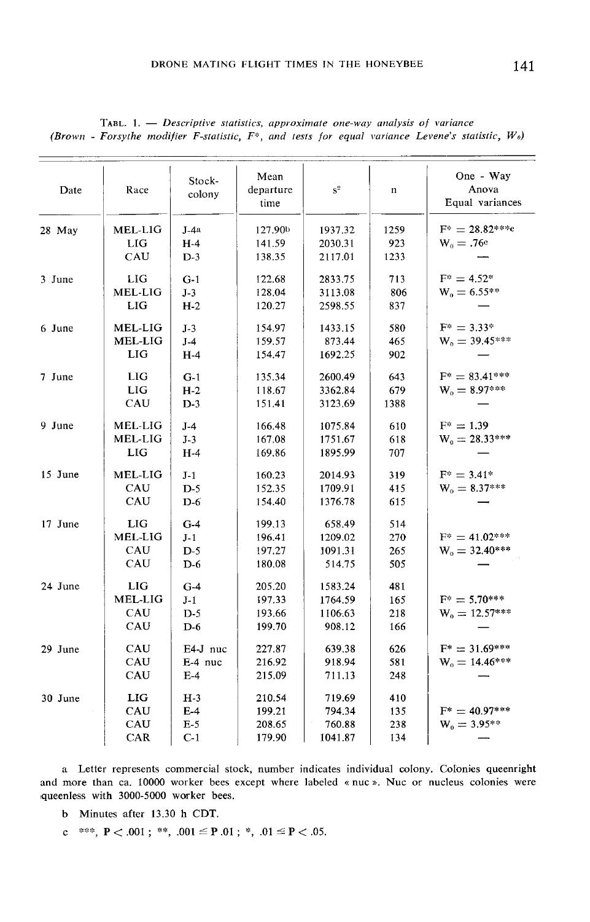TABL. 1. — *Descriptive statistics, approximate one-way analysis of variance (Brown - Forsythe modifier F-statistic, F\*, and tests for equal variance Levene's statistic, $W_0$)*

| Date | Race | Stock-colony | Mean departure time | $s^2$ | n | One - Way Anova Equal variances |
|---|---|---|---|---|---|---|
| 28 May | MEL-LIG | J-4[a] | 127.90[b] | 1937.32 | 1259 | $F^* = 28.82$***[c] |
| | LIG | H-4 | 141.59 | 2030.31 | 923 | $W_0 = .76$[c] |
| | CAU | D-3 | 138.35 | 2117.01 | 1233 | — |
| 3 June | LIG | G-1 | 122.68 | 2833.75 | 713 | $F^* = 4.52$* |
| | MEL-LIG | J-3 | 128.04 | 3113.08 | 806 | $W_0 = 6.55$** |
| | LIG | H-2 | 120.27 | 2598.55 | 837 | — |
| 6 June | MEL-LIG | J-3 | 154.97 | 1433.15 | 580 | $F^* = 3.33$* |
| | MEL-LIG | J-4 | 159.57 | 873.44 | 465 | $W_0 = 39.45$*** |
| | LIG | H-4 | 154.47 | 1692.25 | 902 | — |
| 7 June | LIG | G-1 | 135.34 | 2600.49 | 643 | $F^* = 83.41$*** |
| | LIG | H-2 | 118.67 | 3362.84 | 679 | $W_0 = 8.97$*** |
| | CAU | D-3 | 151.41 | 3123.69 | 1388 | — |
| 9 June | MEL-LIG | J-4 | 166.48 | 1075.84 | 610 | $F^* = 1.39$ |
| | MEL-LIG | J-3 | 167.08 | 1751.67 | 618 | $W_0 = 28.33$*** |
| | LIG | H-4 | 169.86 | 1895.99 | 707 | — |
| 15 June | MEL-LIG | J-1 | 160.23 | 2014.93 | 319 | $F^* = 3.41$* |
| | CAU | D-5 | 152.35 | 1709.91 | 415 | $W_0 = 8.37$*** |
| | CAU | D-6 | 154.40 | 1376.78 | 615 | — |
| 17 June | LIG | G-4 | 199.13 | 658.49 | 514 | |
| | MEL-LIG | J-1 | 196.41 | 1209.02 | 270 | $F^* = 41.02$*** |
| | CAU | D-5 | 197.27 | 1091.31 | 265 | $W_0 = 32.40$*** |
| | CAU | D-6 | 180.08 | 514.75 | 505 | — |
| 24 June | LIG | G-4 | 205.20 | 1583.24 | 481 | |
| | MEL-LIG | J-1 | 197.33 | 1764.59 | 165 | $F^* = 5.70$*** |
| | CAU | D-5 | 193.66 | 1106.63 | 218 | $W_0 = 12.57$*** |
| | CAU | D-6 | 199.70 | 908.12 | 166 | — |
| 29 June | CAU | E4-J nuc | 227.87 | 639.38 | 626 | $F^* = 31.69$*** |
| | CAU | E-4 nuc | 216.92 | 918.94 | 581 | $W_0 = 14.46$*** |
| | CAU | E-4 | 215.09 | 711.13 | 248 | — |
| 30 June | LIG | H-3 | 210.54 | 719.69 | 410 | |
| | CAU | E-4 | 199.21 | 794.34 | 135 | $F^* = 40.97$*** |
| | CAU | E-5 | 208.65 | 760.88 | 238 | $W_0 = 3.95$** |
| | CAR | C-1 | 179.90 | 1041.87 | 134 | — |

a Letter represents commercial stock, number indicates individual colony. Colonies queenright and more than ca. 10000 worker bees except where labeled « nuc ». Nuc or nucleus colonies were queenless with 3000-5000 worker bees.

b Minutes after 13.30 h CDT.

c ***, $P < .001$ ; **, $.001 \leq P .01$ ; *, $.01 \leq P < .05$.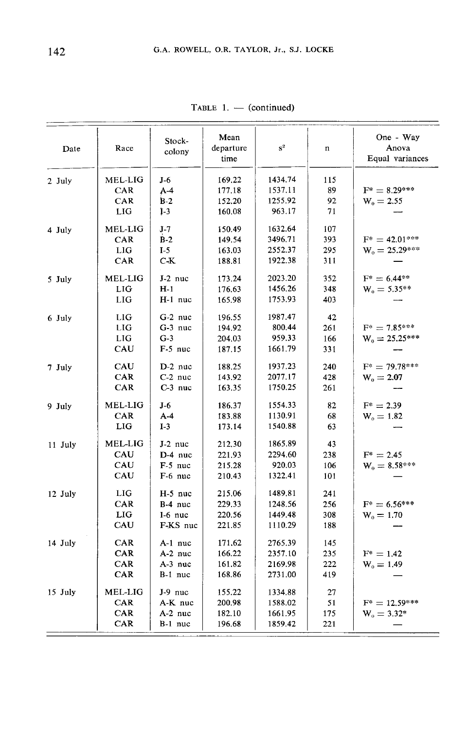TABLE 1. — (continued)

| Date | Race | Stock-colony | Mean departure time | $s^2$ | n | One - Way Anova Equal variances |
|---|---|---|---|---|---|---|
| 2 July | MEL-LIG | J-6 | 169.22 | 1434.74 | 115 | |
| | CAR | A-4 | 177.18 | 1537.11 | 89 | $F^* = 8.29^{***}$ |
| | CAR | B-2 | 152.20 | 1255.92 | 92 | $W_0 = 2.55$ |
| | LIG | I-3 | 160.08 | 963.17 | 71 | — |
| 4 July | MEL-LIG | J-7 | 150.49 | 1632.64 | 107 | |
| | CAR | B-2 | 149.54 | 3496.71 | 393 | $F^* = 42.01^{***}$ |
| | LIG | I-5 | 163.03 | 2552.37 | 295 | $W_0 = 25.29^{***}$ |
| | CAR | C-K | 188.81 | 1922.38 | 311 | — |
| 5 July | MEL-LIG | J-2 nuc | 173.24 | 2023.20 | 352 | $F^* = 6.44^{**}$ |
| | LIG | H-1 | 176.63 | 1456.26 | 348 | $W_0 = 5.35^{**}$ |
| | LIG | H-1 nuc | 165.98 | 1753.93 | 403 | — |
| 6 July | LIG | G-2 nuc | 196.55 | 1987.47 | 42 | |
| | LIG | G-3 nuc | 194.92 | 800.44 | 261 | $F^* = 7.85^{***}$ |
| | LIG | G-3 | 204.03 | 959.33 | 166 | $W_0 = 25.25^{***}$ |
| | CAU | F-5 nuc | 187.15 | 1661.79 | 331 | — |
| 7 July | CAU | D-2 nuc | 188.25 | 1937.23 | 240 | $F^* = 79.78^{***}$ |
| | CAR | C-2 nuc | 143.92 | 2077.17 | 428 | $W_0 = 2.07$ |
| | CAR | C-3 nuc | 163.35 | 1750.25 | 261 | — |
| 9 July | MEL-LIG | J-6 | 186.37 | 1554.33 | 82 | $F^* = 2.39$ |
| | CAR | A-4 | 183.88 | 1130.91 | 68 | $W_0 = 1.82$ |
| | LIG | I-3 | 173.14 | 1540.88 | 63 | — |
| 11 July | MEL-LIG | J-2 nuc | 212.30 | 1865.89 | 43 | |
| | CAU | D-4 nuc | 221.93 | 2294.60 | 238 | $F^* = 2.45$ |
| | CAU | F-5 nuc | 215.28 | 920.03 | 106 | $W_0 = 8.58^{***}$ |
| | CAU | F-6 nuc | 210.43 | 1322.41 | 101 | — |
| 12 July | LIG | H-5 nuc | 215.06 | 1489.81 | 241 | |
| | CAR | B-4 nuc | 229.33 | 1248.56 | 256 | $F^* = 6.56^{***}$ |
| | LIG | I-6 nuc | 220.56 | 1449.48 | 308 | $W_0 = 1.70$ |
| | CAU | F-KS nuc | 221.85 | 1110.29 | 188 | — |
| 14 July | CAR | A-1 nuc | 171.62 | 2765.39 | 145 | |
| | CAR | A-2 nuc | 166.22 | 2357.10 | 235 | $F^* = 1.42$ |
| | CAR | A-3 nuc | 161.82 | 2169.98 | 222 | $W_0 = 1.49$ |
| | CAR | B-1 nuc | 168.86 | 2731.00 | 419 | — |
| 15 July | MEL-LIG | J-9 nuc | 155.22 | 1334.88 | 27 | |
| | CAR | A-K nuc | 200.98 | 1588.02 | 51 | $F^* = 12.59^{***}$ |
| | CAR | A-2 nuc | 182.10 | 1661.95 | 175 | $W_0 = 3.32^{*}$ |
| | CAR | B-1 nuc | 196.68 | 1859.42 | 221 | — |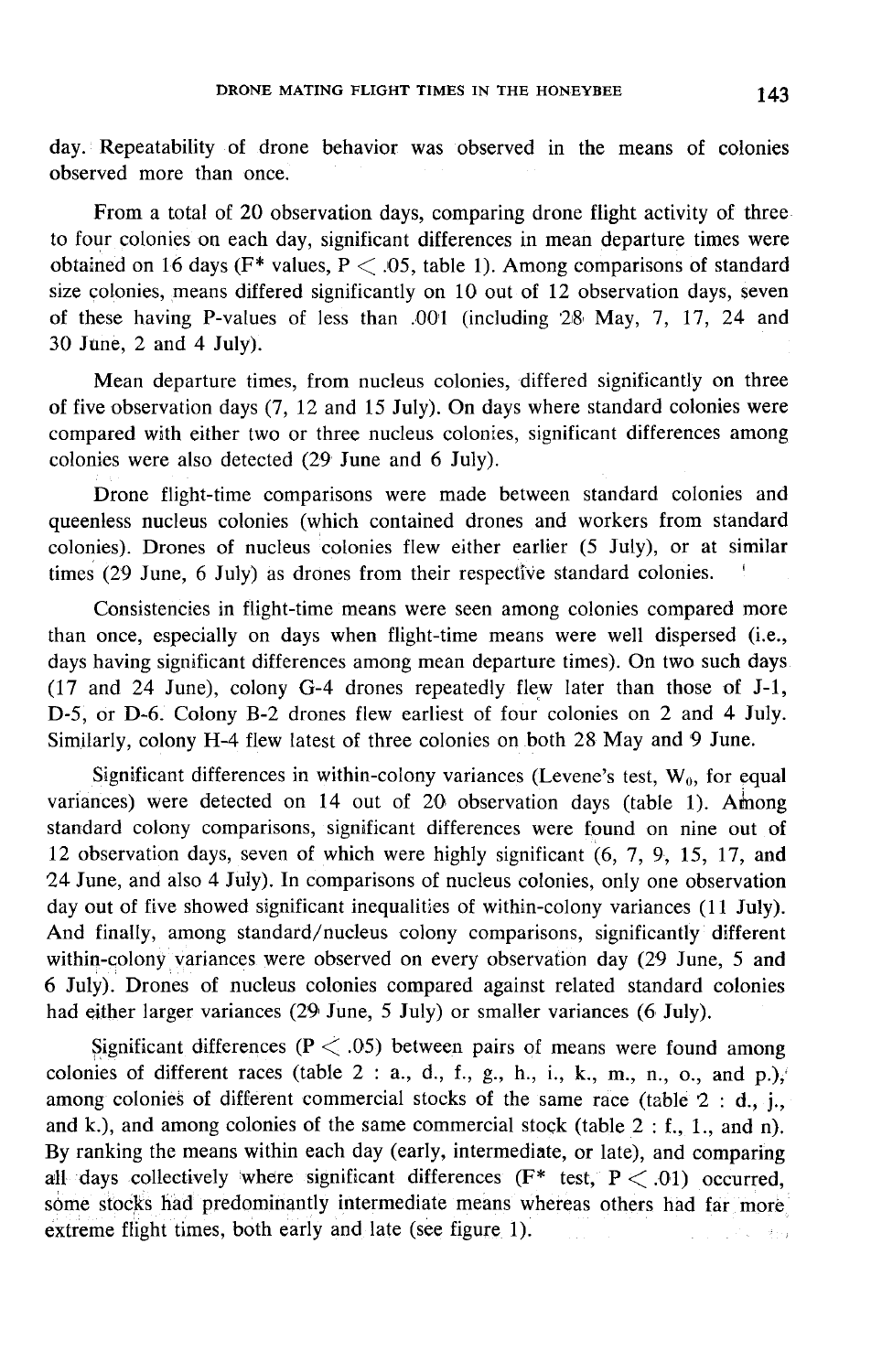day. Repeatability of drone behavior was observed in the means of colonies observed more than once.

From a total of 20 observation days, comparing drone flight activity of three to four colonies on each day, significant differences in mean departure times were obtained on 16 days ($F^*$ values, $P < .05$, table 1). Among comparisons of standard size colonies, means differed significantly on 10 out of 12 observation days, seven of these having P-values of less than .001 (including 28 May, 7, 17, 24 and 30 June, 2 and 4 July).

Mean departure times, from nucleus colonies, differed significantly on three of five observation days (7, 12 and 15 July). On days where standard colonies were compared with either two or three nucleus colonies, significant differences among colonies were also detected (29 June and 6 July).

Drone flight-time comparisons were made between standard colonies and queenless nucleus colonies (which contained drones and workers from standard colonies). Drones of nucleus colonies flew either earlier (5 July), or at similar times (29 June, 6 July) as drones from their respective standard colonies.

Consistencies in flight-time means were seen among colonies compared more than once, especially on days when flight-time means were well dispersed (i.e., days having significant differences among mean departure times). On two such days (17 and 24 June), colony G-4 drones repeatedly flew later than those of J-1, D-5, or D-6. Colony B-2 drones flew earliest of four colonies on 2 and 4 July. Similarly, colony H-4 flew latest of three colonies on both 28 May and 9 June.

Significant differences in within-colony variances (Levene's test, $W_0$, for equal variances) were detected on 14 out of 20 observation days (table 1). Among standard colony comparisons, significant differences were found on nine out of 12 observation days, seven of which were highly significant (6, 7, 9, 15, 17, and 24 June, and also 4 July). In comparisons of nucleus colonies, only one observation day out of five showed significant inequalities of within-colony variances (11 July). And finally, among standard/nucleus colony comparisons, significantly different within-colony variances were observed on every observation day (29 June, 5 and 6 July). Drones of nucleus colonies compared against related standard colonies had either larger variances (29 June, 5 July) or smaller variances (6 July).

Significant differences ($P < .05$) between pairs of means were found among colonies of different races (table 2 : a., d., f., g., h., i., k., m., n., o., and p.), among colonies of different commercial stocks of the same race (table 2 : d., j., and k.), and among colonies of the same commercial stock (table 2 : f., 1., and n). By ranking the means within each day (early, intermediate, or late), and comparing all days collectively where significant differences ($F^*$ test, $P < .01$) occurred, some stocks had predominantly intermediate means whereas others had far more extreme flight times, both early and late (see figure 1).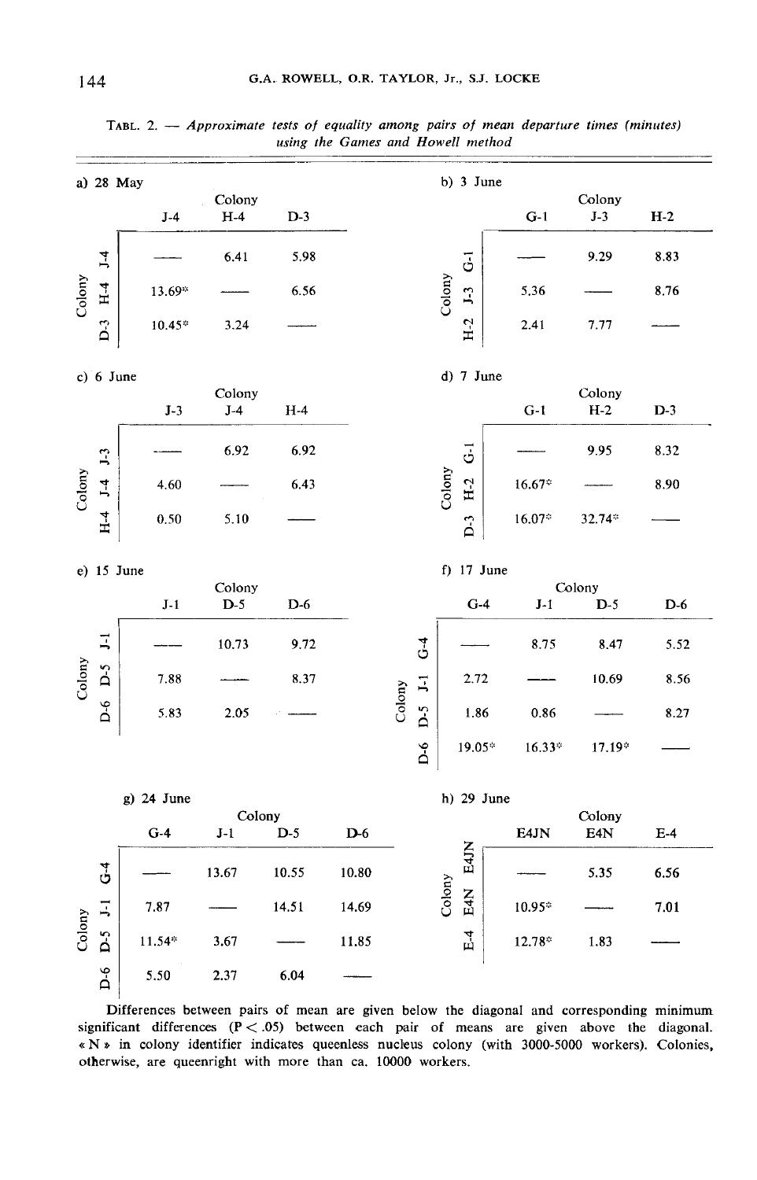TABL. 2. — *Approximate tests of equality among pairs of mean departure times (minutes) using the Games and Howell method*

a) 28 May

| Colony | J-4 | H-4 | D-3 |
|---|---|---|---|
| J-4 | — | 6.41 | 5.98 |
| H-4 | 13.69* | — | 6.56 |
| D-3 | 10.45* | 3.24 | — |

b) 3 June

| Colony | G-1 | J-3 | H-2 |
|---|---|---|---|
| G-1 | — | 9.29 | 8.83 |
| J-3 | 5.36 | — | 8.76 |
| H-2 | 2.41 | 7.77 | — |

c) 6 June

| Colony | J-3 | J-4 | H-4 |
|---|---|---|---|
| J-3 | — | 6.92 | 6.92 |
| J-4 | 4.60 | — | 6.43 |
| H-4 | 0.50 | 5.10 | — |

d) 7 June

| Colony | G-1 | H-2 | D-3 |
|---|---|---|---|
| G-1 | — | 9.95 | 8.32 |
| H-2 | 16.67* | — | 8.90 |
| D-3 | 16.07* | 32.74* | — |

e) 15 June

| Colony | J-1 | D-5 | D-6 |
|---|---|---|---|
| J-1 | — | 10.73 | 9.72 |
| D-5 | 7.88 | — | 8.37 |
| D-6 | 5.83 | 2.05 | — |

f) 17 June

| Colony | G-4 | J-1 | D-5 | D-6 |
|---|---|---|---|---|
| G-4 | — | 8.75 | 8.47 | 5.52 |
| J-1 | 2.72 | — | 10.69 | 8.56 |
| D-5 | 1.86 | 0.86 | — | 8.27 |
| D-6 | 19.05* | 16.33* | 17.19* | — |

g) 24 June

| Colony | G-4 | J-1 | D-5 | D-6 |
|---|---|---|---|---|
| G-4 | — | 13.67 | 10.55 | 10.80 |
| J-1 | 7.87 | — | 14.51 | 14.69 |
| D-5 | 11.54* | 3.67 | — | 11.85 |
| D-6 | 5.50 | 2.37 | 6.04 | — |

h) 29 June

| Colony | E4JN | E4N | E-4 |
|---|---|---|---|
| E4JN | — | 5.35 | 6.56 |
| E4N | 10.95* | — | 7.01 |
| E-4 | 12.78* | 1.83 | — |

Differences between pairs of mean are given below the diagonal and corresponding minimum significant differences ($P < .05$) between each pair of means are given above the diagonal. « N » in colony identifier indicates queenless nucleus colony (with 3000-5000 workers). Colonies, otherwise, are queenright with more than ca. 10000 workers.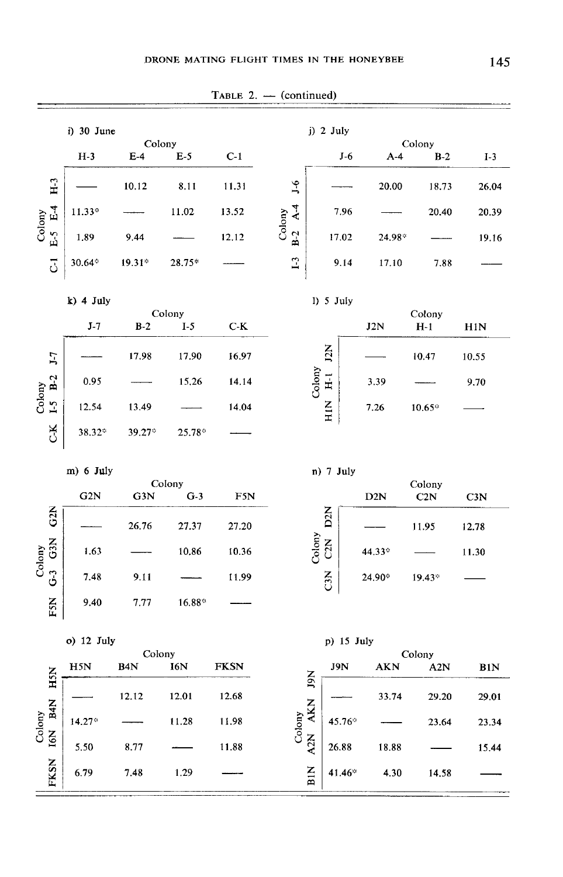TABLE 2. — (continued)

i) 30 June

| Colony | H-3 | E-4 | E-5 | C-1 |
|---|---|---|---|---|
| H-3 | — | 10.12 | 8.11 | 11.31 |
| E-4 | 11.33* | — | 11.02 | 13.52 |
| E-5 | 1.89 | 9.44 | — | 12.12 |
| C-1 | 30.64* | 19.31* | 28.75* | — |

j) 2 July

| Colony | J-6 | A-4 | B-2 | I-3 |
|---|---|---|---|---|
| J-6 | — | 20.00 | 18.73 | 26.04 |
| A-4 | 7.96 | — | 20.40 | 20.39 |
| B-2 | 17.02 | 24.98* | — | 19.16 |
| I-3 | 9.14 | 17.10 | 7.88 | — |

k) 4 July

| Colony | J-7 | B-2 | I-5 | C-K |
|---|---|---|---|---|
| J-7 | — | 17.98 | 17.90 | 16.97 |
| B-2 | 0.95 | — | 15.26 | 14.14 |
| I-5 | 12.54 | 13.49 | — | 14.04 |
| C-K | 38.32* | 39.27* | 25.78* | — |

l) 5 July

| Colony | J2N | H-1 | H1N |
|---|---|---|---|
| J2N | — | 10.47 | 10.55 |
| H-1 | 3.39 | — | 9.70 |
| H1N | 7.26 | 10.65* | — |

m) 6 July

| Colony | G2N | G3N | G-3 | F5N |
|---|---|---|---|---|
| G2N | — | 26.76 | 27.37 | 27.20 |
| G3N | 1.63 | — | 10.86 | 10.36 |
| G-3 | 7.48 | 9.11 | — | 11.99 |
| F5N | 9.40 | 7.77 | 16.88* | — |

n) 7 July

| Colony | D2N | C2N | C3N |
|---|---|---|---|
| D2N | — | 11.95 | 12.78 |
| C2N | 44.33* | — | 11.30 |
| C3N | 24.90* | 19.43* | — |

o) 12 July

| Colony | H5N | B4N | I6N | FKSN |
|---|---|---|---|---|
| H5N | — | 12.12 | 12.01 | 12.68 |
| B4N | 14.27* | — | 11.28 | 11.98 |
| I6N | 5.50 | 8.77 | — | 11.88 |
| FKSN | 6.79 | 7.48 | 1.29 | — |

p) 15 July

| Colony | J9N | AKN | A2N | B1N |
|---|---|---|---|---|
| J9N | — | 33.74 | 29.20 | 29.01 |
| AKN | 45.76* | — | 23.64 | 23.34 |
| A2N | 26.88 | 18.88 | — | 15.44 |
| B1N | 41.46* | 4.30 | 14.58 | — |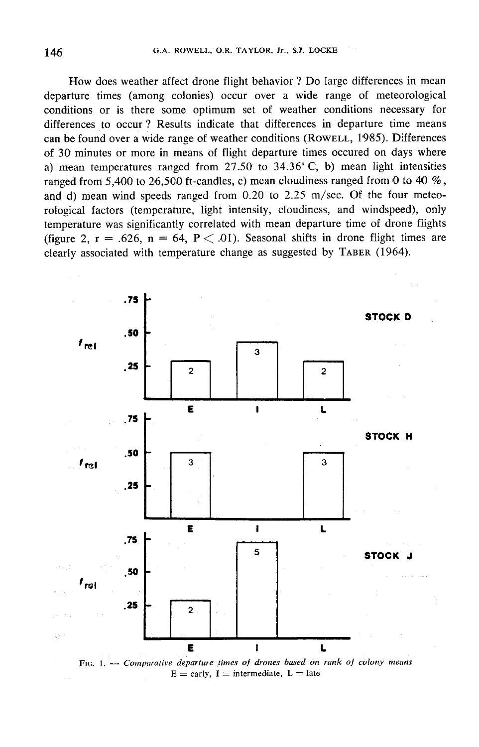How does weather affect drone flight behavior ? Do large differences in mean departure times (among colonies) occur over a wide range of meteorological conditions or is there some optimum set of weather conditions necessary for differences to occur ? Results indicate that differences in departure time means can be found over a wide range of weather conditions (ROWELL, 1985). Differences of 30 minutes or more in means of flight departure times occured on days where a) mean temperatures ranged from 27.50 to 34.36° C, b) mean light intensities ranged from 5,400 to 26,500 ft-candles, c) mean cloudiness ranged from 0 to 40 %, and d) mean wind speeds ranged from 0.20 to 2.25 m/sec. Of the four meteorological factors (temperature, light intensity, cloudiness, and windspeed), only temperature was significantly correlated with mean departure time of drone flights (figure 2, $r = .626$, $n = 64$, $P < .01$). Seasonal shifts in drone flight times are clearly associated with temperature change as suggested by TABER (1964).

FIG. 1. — *Comparative departure times of drones based on rank of colony means*
E = early, I = intermediate, L = late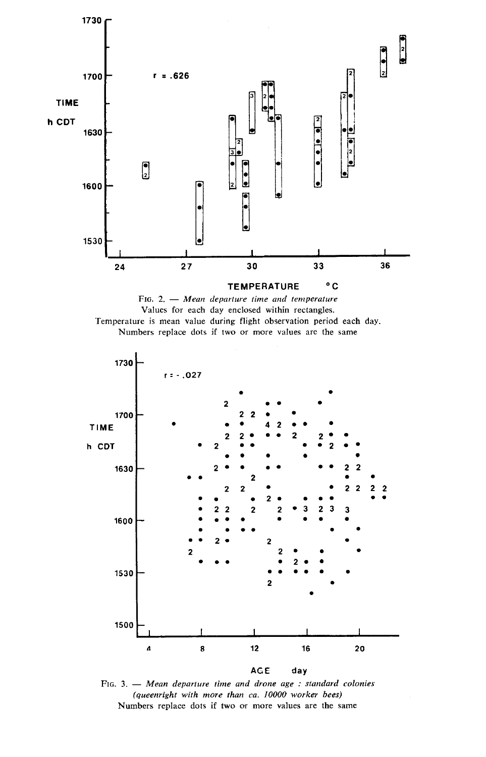FIG. 2. — *Mean departure time and temperature*
Values for each day enclosed within rectangles.
Temperature is mean value during flight observation period each day.
Numbers replace dots if two or more values are the same

FIG. 3. — *Mean departure time and drone age : standard colonies (queenright with more than ca. 10000 worker bees)*
Numbers replace dots if two or more values are the same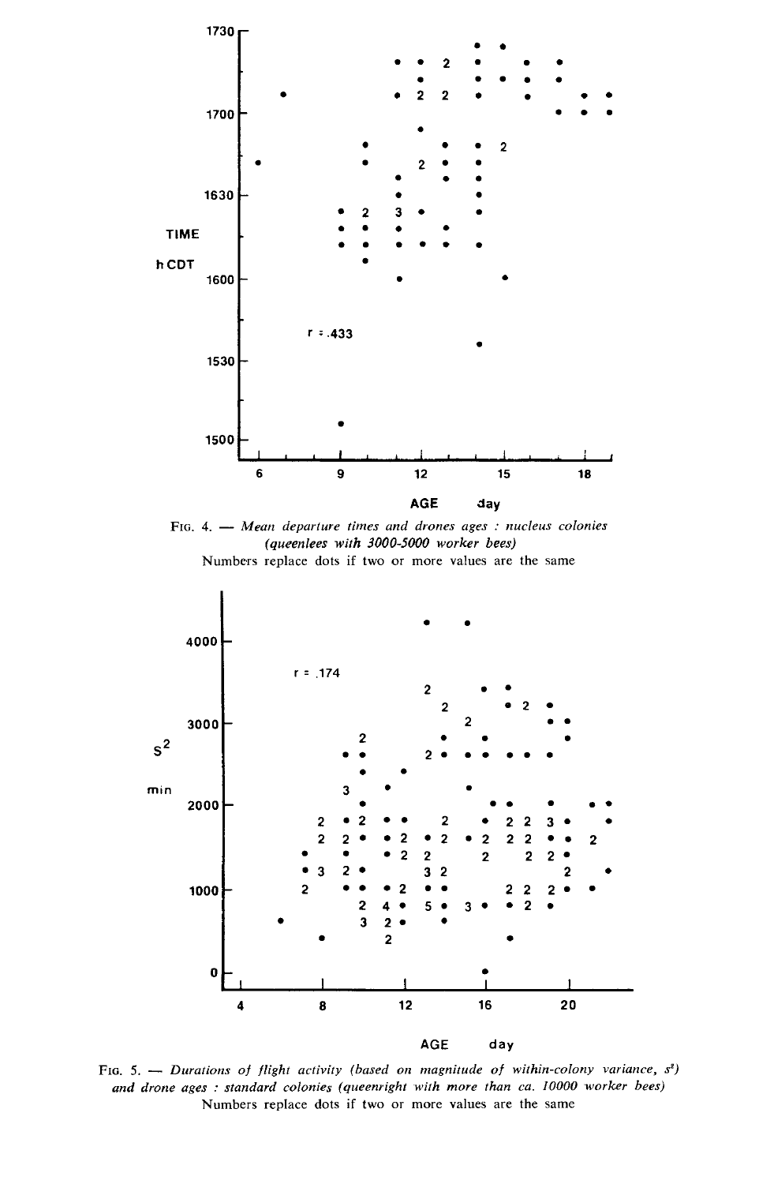FIG. 4. — *Mean departure times and drones ages : nucleus colonies (queenlees with 3000-5000 worker bees)*
Numbers replace dots if two or more values are the same

FIG. 5. — *Durations of flight activity (based on magnitude of within-colony variance, $s^2$) and drone ages : standard colonies (queenright with more than ca. 10000 worker bees)*
Numbers replace dots if two or more values are the same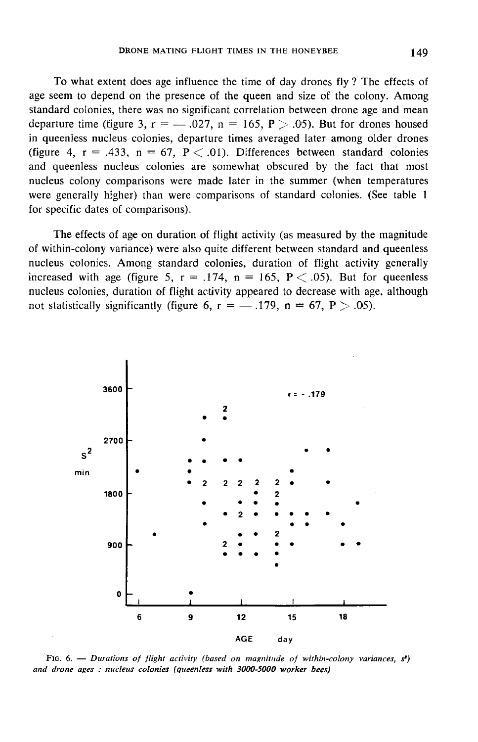To what extent does age influence the time of day drones fly ? The effects of age seem to depend on the presence of the queen and size of the colony. Among standard colonies, there was no significant correlation between drone age and mean departure time (figure 3, $r = -.027$, $n = 165$, $P > .05$). But for drones housed in queenless nucleus colonies, departure times averaged later among older drones (figure 4, $r = .433$, $n = 67$, $P < .01$). Differences between standard colonies and queenless nucleus colonies are somewhat obscured by the fact that most nucleus colony comparisons were made later in the summer (when temperatures were generally higher) than were comparisons of standard colonies. (See table 1 for specific dates of comparisons).

The effects of age on duration of flight activity (as measured by the magnitude of within-colony variance) were also quite different between standard and queenless nucleus colonies. Among standard colonies, duration of flight activity generally increased with age (figure 5, $r = .174$, $n = 165$, $P < .05$). But for queenless nucleus colonies, duration of flight activity appeared to decrease with age, although not statistically significantly (figure 6, $r = -.179$, $n = 67$, $P > .05$).

*FIG. 6. — Durations of flight activity (based on magnitude of within-colony variances, $s^2$) and drone ages : nucleus colonies (queenless with 3000-5000 worker bees)*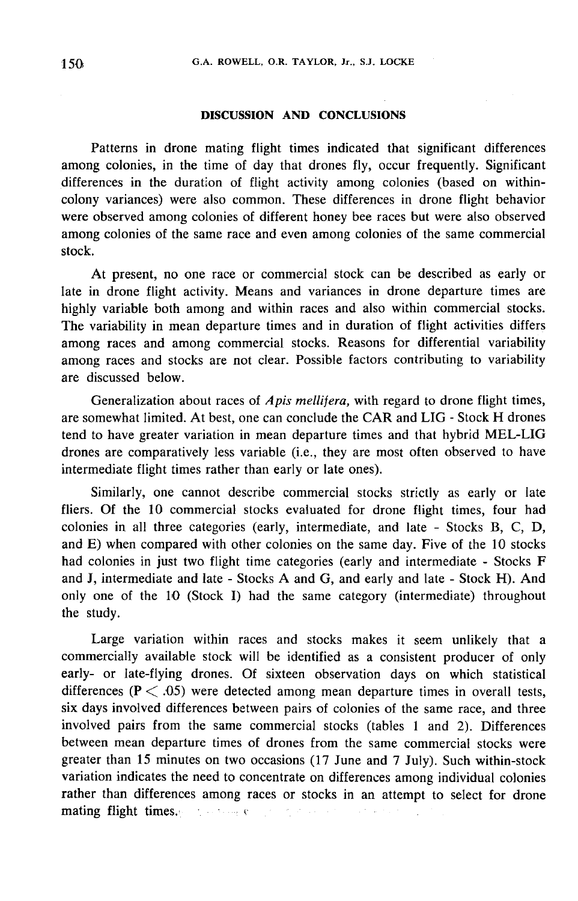## DISCUSSION AND CONCLUSIONS

Patterns in drone mating flight times indicated that significant differences among colonies, in the time of day that drones fly, occur frequently. Significant differences in the duration of flight activity among colonies (based on within-colony variances) were also common. These differences in drone flight behavior were observed among colonies of different honey bee races but were also observed among colonies of the same race and even among colonies of the same commercial stock.

At present, no one race or commercial stock can be described as early or late in drone flight activity. Means and variances in drone departure times are highly variable both among and within races and also within commercial stocks. The variability in mean departure times and in duration of flight activities differs among races and among commercial stocks. Reasons for differential variability among races and stocks are not clear. Possible factors contributing to variability are discussed below.

Generalization about races of *Apis mellifera*, with regard to drone flight times, are somewhat limited. At best, one can conclude the CAR and LIG - Stock H drones tend to have greater variation in mean departure times and that hybrid MEL-LIG drones are comparatively less variable (i.e., they are most often observed to have intermediate flight times rather than early or late ones).

Similarly, one cannot describe commercial stocks strictly as early or late fliers. Of the 10 commercial stocks evaluated for drone flight times, four had colonies in all three categories (early, intermediate, and late - Stocks B, C, D, and E) when compared with other colonies on the same day. Five of the 10 stocks had colonies in just two flight time categories (early and intermediate - Stocks F and J, intermediate and late - Stocks A and G, and early and late - Stock H). And only one of the 10 (Stock I) had the same category (intermediate) throughout the study.

Large variation within races and stocks makes it seem unlikely that a commercially available stock will be identified as a consistent producer of only early- or late-flying drones. Of sixteen observation days on which statistical differences ($P < .05$) were detected among mean departure times in overall tests, six days involved differences between pairs of colonies of the same race, and three involved pairs from the same commercial stocks (tables 1 and 2). Differences between mean departure times of drones from the same commercial stocks were greater than 15 minutes on two occasions (17 June and 7 July). Such within-stock variation indicates the need to concentrate on differences among individual colonies rather than differences among races or stocks in an attempt to select for drone mating flight times.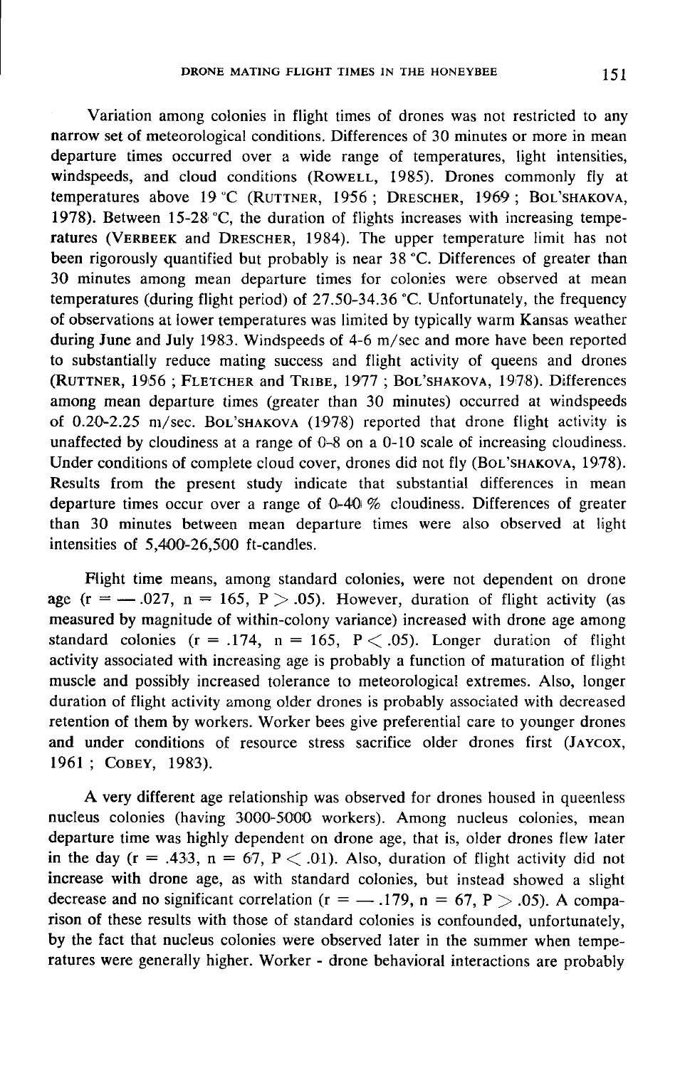Variation among colonies in flight times of drones was not restricted to any narrow set of meteorological conditions. Differences of 30 minutes or more in mean departure times occurred over a wide range of temperatures, light intensities, windspeeds, and cloud conditions (ROWELL, 1985). Drones commonly fly at temperatures above 19 °C (RUTTNER, 1956 ; DRESCHER, 1969 ; BOL'SHAKOVA, 1978). Between 15-28 °C, the duration of flights increases with increasing temperatures (VERBEEK and DRESCHER, 1984). The upper temperature limit has not been rigorously quantified but probably is near 38 °C. Differences of greater than 30 minutes among mean departure times for colonies were observed at mean temperatures (during flight period) of 27.50-34.36 °C. Unfortunately, the frequency of observations at lower temperatures was limited by typically warm Kansas weather during June and July 1983. Windspeeds of 4-6 m/sec and more have been reported to substantially reduce mating success and flight activity of queens and drones (RUTTNER, 1956 ; FLETCHER and TRIBE, 1977 ; BOL'SHAKOVA, 1978). Differences among mean departure times (greater than 30 minutes) occurred at windspeeds of 0.20-2.25 m/sec. BOL'SHAKOVA (1978) reported that drone flight activity is unaffected by cloudiness at a range of 0-8 on a 0-10 scale of increasing cloudiness. Under conditions of complete cloud cover, drones did not fly (BOL'SHAKOVA, 1978). Results from the present study indicate that substantial differences in mean departure times occur over a range of 0-40 % cloudiness. Differences of greater than 30 minutes between mean departure times were also observed at light intensities of 5,400-26,500 ft-candles.

Flight time means, among standard colonies, were not dependent on drone age ($r = -.027$, $n = 165$, $P > .05$). However, duration of flight activity (as measured by magnitude of within-colony variance) increased with drone age among standard colonies ($r = .174$, $n = 165$, $P < .05$). Longer duration of flight activity associated with increasing age is probably a function of maturation of flight muscle and possibly increased tolerance to meteorological extremes. Also, longer duration of flight activity among older drones is probably associated with decreased retention of them by workers. Worker bees give preferential care to younger drones and under conditions of resource stress sacrifice older drones first (JAYCOX, 1961 ; COBEY, 1983).

A very different age relationship was observed for drones housed in queenless nucleus colonies (having 3000-5000 workers). Among nucleus colonies, mean departure time was highly dependent on drone age, that is, older drones flew later in the day ($r = .433$, $n = 67$, $P < .01$). Also, duration of flight activity did not increase with drone age, as with standard colonies, but instead showed a slight decrease and no significant correlation ($r = -.179$, $n = 67$, $P > .05$). A comparison of these results with those of standard colonies is confounded, unfortunately, by the fact that nucleus colonies were observed later in the summer when temperatures were generally higher. Worker - drone behavioral interactions are probably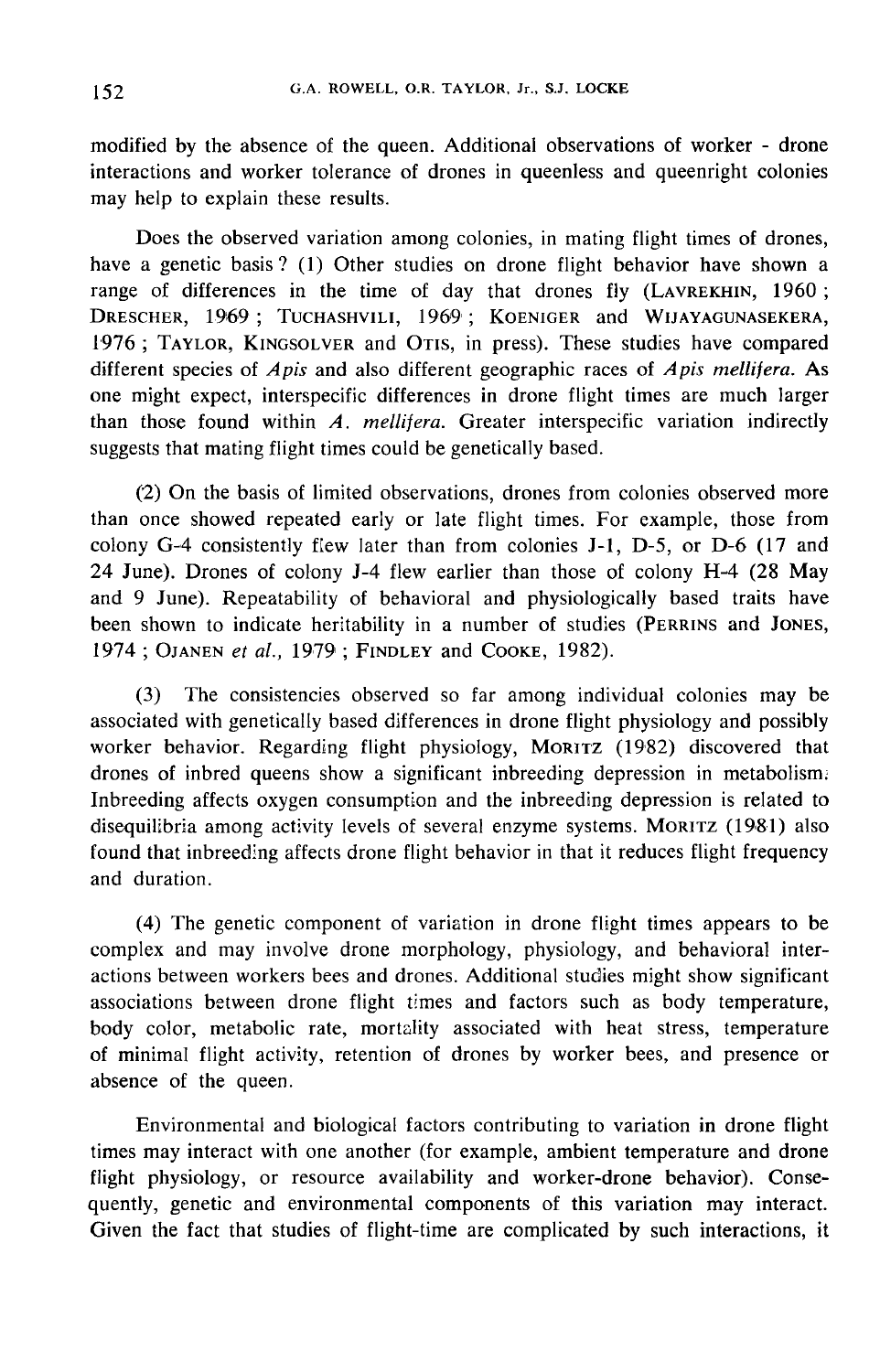modified by the absence of the queen. Additional observations of worker - drone interactions and worker tolerance of drones in queenless and queenright colonies may help to explain these results.

Does the observed variation among colonies, in mating flight times of drones, have a genetic basis ? (1) Other studies on drone flight behavior have shown a range of differences in the time of day that drones fly (LAVREKHIN, 1960 ; DRESCHER, 1969 ; TUCHASHVILI, 1969 ; KOENIGER and WIJAYAGUNASEKERA, 1976 ; TAYLOR, KINGSOLVER and OTIS, in press). These studies have compared different species of *Apis* and also different geographic races of *Apis mellifera*. As one might expect, interspecific differences in drone flight times are much larger than those found within *A. mellifera*. Greater interspecific variation indirectly suggests that mating flight times could be genetically based.

(2) On the basis of limited observations, drones from colonies observed more than once showed repeated early or late flight times. For example, those from colony G-4 consistently flew later than from colonies J-1, D-5, or D-6 (17 and 24 June). Drones of colony J-4 flew earlier than those of colony H-4 (28 May and 9 June). Repeatability of behavioral and physiologically based traits have been shown to indicate heritability in a number of studies (PERRINS and JONES, 1974 ; OJANEN *et al.*, 1979 ; FINDLEY and COOKE, 1982).

(3) The consistencies observed so far among individual colonies may be associated with genetically based differences in drone flight physiology and possibly worker behavior. Regarding flight physiology, MORITZ (1982) discovered that drones of inbred queens show a significant inbreeding depression in metabolism. Inbreeding affects oxygen consumption and the inbreeding depression is related to disequilibria among activity levels of several enzyme systems. MORITZ (1981) also found that inbreeding affects drone flight behavior in that it reduces flight frequency and duration.

(4) The genetic component of variation in drone flight times appears to be complex and may involve drone morphology, physiology, and behavioral interactions between workers bees and drones. Additional studies might show significant associations between drone flight times and factors such as body temperature, body color, metabolic rate, mortality associated with heat stress, temperature of minimal flight activity, retention of drones by worker bees, and presence or absence of the queen.

Environmental and biological factors contributing to variation in drone flight times may interact with one another (for example, ambient temperature and drone flight physiology, or resource availability and worker-drone behavior). Consequently, genetic and environmental components of this variation may interact. Given the fact that studies of flight-time are complicated by such interactions, it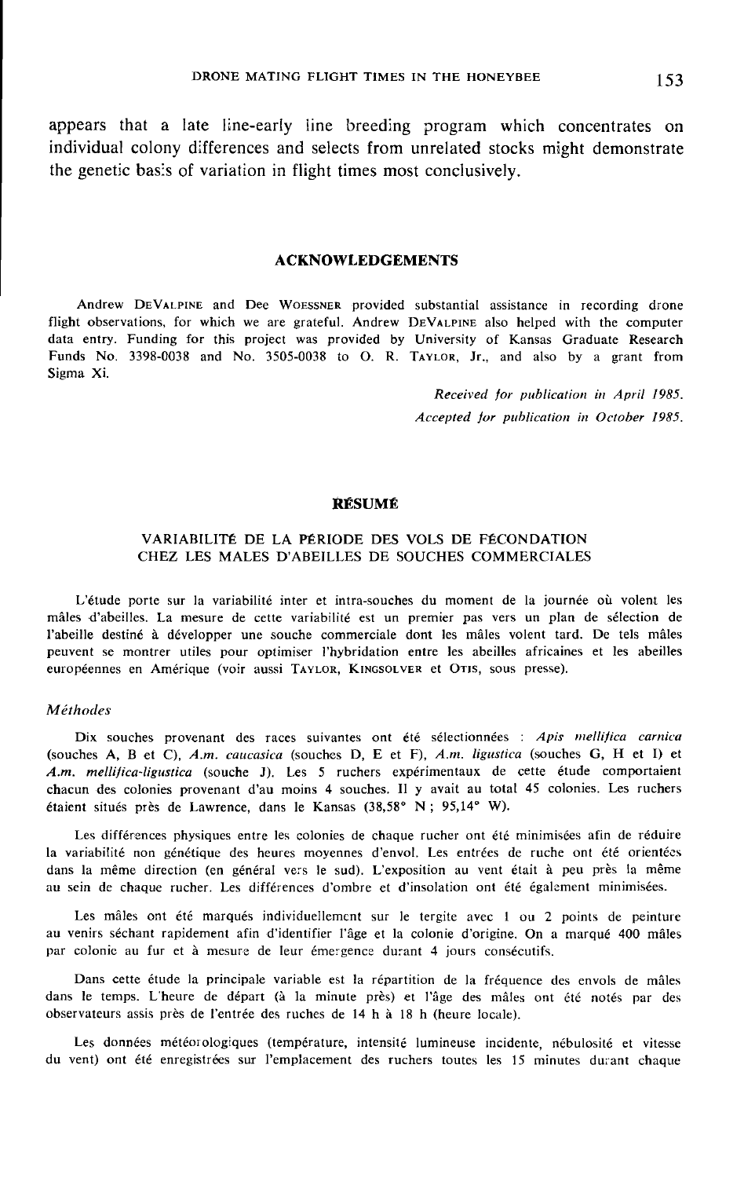appears that a late line-early line breeding program which concentrates on individual colony differences and selects from unrelated stocks might demonstrate the genetic basis of variation in flight times most conclusively.

## ACKNOWLEDGEMENTS

Andrew DeValpine and Dee Woessner provided substantial assistance in recording drone flight observations, for which we are grateful. Andrew DeValpine also helped with the computer data entry. Funding for this project was provided by University of Kansas Graduate Research Funds No. 3398-0038 and No. 3505-0038 to O. R. Taylor, Jr., and also by a grant from Sigma Xi.

*Received for publication in April 1985.*
*Accepted for publication in October 1985.*

## RÉSUMÉ

### VARIABILITÉ DE LA PÉRIODE DES VOLS DE FÉCONDATION CHEZ LES MALES D'ABEILLES DE SOUCHES COMMERCIALES

L'étude porte sur la variabilité inter et intra-souches du moment de la journée où volent les mâles d'abeilles. La mesure de cette variabilité est un premier pas vers un plan de sélection de l'abeille destiné à développer une souche commerciale dont les mâles volent tard. De tels mâles peuvent se montrer utiles pour optimiser l'hybridation entre les abeilles africaines et les abeilles européennes en Amérique (voir aussi Taylor, Kingsolver et Otis, sous presse).

#### *Méthodes*

Dix souches provenant des races suivantes ont été sélectionnées : *Apis mellifica carnica* (souches A, B et C), *A.m. caucasica* (souches D, E et F), *A.m. ligustica* (souches G, H et I) et *A.m. mellifica-ligustica* (souche J). Les 5 ruchers expérimentaux de cette étude comportaient chacun des colonies provenant d'au moins 4 souches. Il y avait au total 45 colonies. Les ruchers étaient situés près de Lawrence, dans le Kansas (38,58° N ; 95,14° W).

Les différences physiques entre les colonies de chaque rucher ont été minimisées afin de réduire la variabilité non génétique des heures moyennes d'envol. Les entrées de ruche ont été orientées dans la même direction (en général vers le sud). L'exposition au vent était à peu près la même au sein de chaque rucher. Les différences d'ombre et d'insolation ont été également minimisées.

Les mâles ont été marqués individuellement sur le tergite avec 1 ou 2 points de peinture au venirs séchant rapidement afin d'identifier l'âge et la colonie d'origine. On a marqué 400 mâles par colonie au fur et à mesure de leur émergence durant 4 jours consécutifs.

Dans cette étude la principale variable est la répartition de la fréquence des envols de mâles dans le temps. L'heure de départ (à la minute près) et l'âge des mâles ont été notés par des observateurs assis près de l'entrée des ruches de 14 h à 18 h (heure locale).

Les données météorologiques (température, intensité lumineuse incidente, nébulosité et vitesse du vent) ont été enregistrées sur l'emplacement des ruchers toutes les 15 minutes durant chaque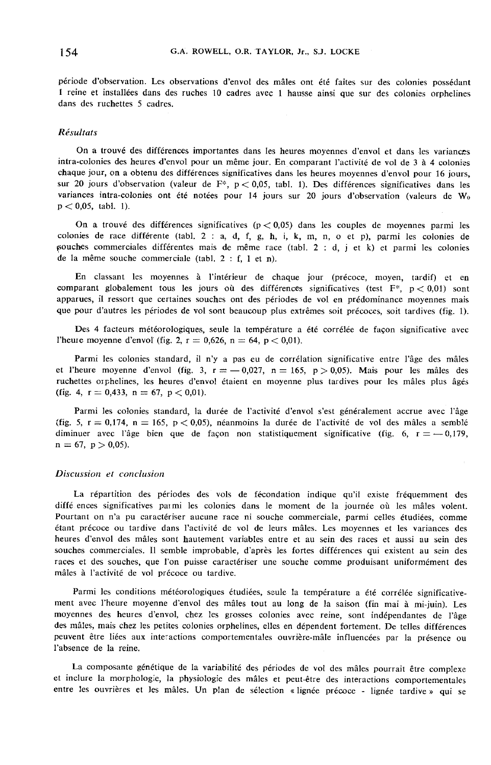période d'observation. Les observations d'envol des mâles ont été faites sur des colonies possédant 1 reine et installées dans des ruches 10 cadres avec 1 hausse ainsi que sur des colonies orphelines dans des ruchettes 5 cadres.

### *Résultats*

On a trouvé des différences importantes dans les heures moyennes d'envol et dans les variances intra-colonies des heures d'envol pour un même jour. En comparant l'activité de vol de 3 à 4 colonies chaque jour, on a obtenu des différences significatives dans les heures moyennes d'envol pour 16 jours, sur 20 jours d'observation (valeur de $F^*$, $p < 0,05$, tabl. 1). Des différences significatives dans les variances intra-colonies ont été notées pour 14 jours sur 20 jours d'observation (valeurs de $W_0$ $p < 0,05$, tabl. 1).

On a trouvé des différences significatives ($p < 0,05$) dans les couples de moyennes parmi les colonies de race différente (tabl. 2 : a, d, f, g, h, i, k, m, n, o et p), parmi les colonies de souches commerciales différentes mais de même race (tabl. 2 : d, j et k) et parmi les colonies de la même souche commerciale (tabl. 2 : f, l et n).

En classant les moyennes à l'intérieur de chaque jour (précoce, moyen, tardif) et en comparant globalement tous les jours où des différences significatives (test $F^*$, $p < 0,01$) sont apparues, il ressort que certaines souches ont des périodes de vol en prédominance moyennes mais que pour d'autres les périodes de vol sont beaucoup plus extrêmes soit précoces, soit tardives (fig. 1).

Des 4 facteurs météorologiques, seule la température a été corrélée de façon significative avec l'heure moyenne d'envol (fig. 2, $r = 0,626$, $n = 64$, $p < 0,01$).

Parmi les colonies standard, il n'y a pas eu de corrélation significative entre l'âge des mâles et l'heure moyenne d'envol (fig. 3, $r = -0,027$, $n = 165$, $p > 0,05$). Mais pour les mâles des ruchettes orphelines, les heures d'envol étaient en moyenne plus tardives pour les mâles plus âgés (fig. 4, $r = 0,433$, $n = 67$, $p < 0,01$).

Parmi les colonies standard, la durée de l'activité d'envol s'est généralement accrue avec l'âge (fig. 5, $r = 0,174$, $n = 165$, $p < 0,05$), néanmoins la durée de l'activité de vol des mâles a semblé diminuer avec l'âge bien que de façon non statistiquement significative (fig. 6, $r = -0,179$, $n = 67$, $p > 0,05$).

### *Discussion et conclusion*

La répartition des périodes des vols de fécondation indique qu'il existe fréquemment des différences significatives parmi les colonies dans le moment de la journée où les mâles volent. Pourtant on n'a pu caractériser aucune race ni souche commerciale, parmi celles étudiées, comme étant précoce ou tardive dans l'activité de vol de leurs mâles. Les moyennes et les variances des heures d'envol des mâles sont hautement variables entre et au sein des races et aussi au sein des souches commerciales. Il semble improbable, d'après les fortes différences qui existent au sein des races et des souches, que l'on puisse caractériser une souche comme produisant uniformément des mâles à l'activité de vol précoce ou tardive.

Parmi les conditions météorologiques étudiées, seule la température a été corrélée significativement avec l'heure moyenne d'envol des mâles tout au long de la saison (fin mai à mi-juin). Les moyennes des heures d'envol, chez les grosses colonies avec reine, sont indépendantes de l'âge des mâles, mais chez les petites colonies orphelines, elles en dépendent fortement. De telles différences peuvent être liées aux interactions comportementales ouvrière-mâle influencées par la présence ou l'absence de la reine.

La composante génétique de la variabilité des périodes de vol des mâles pourrait être complexe et inclure la morphologie, la physiologie des mâles et peut-être des interactions comportementales entre les ouvrières et les mâles. Un plan de sélection « lignée précoce - lignée tardive » qui se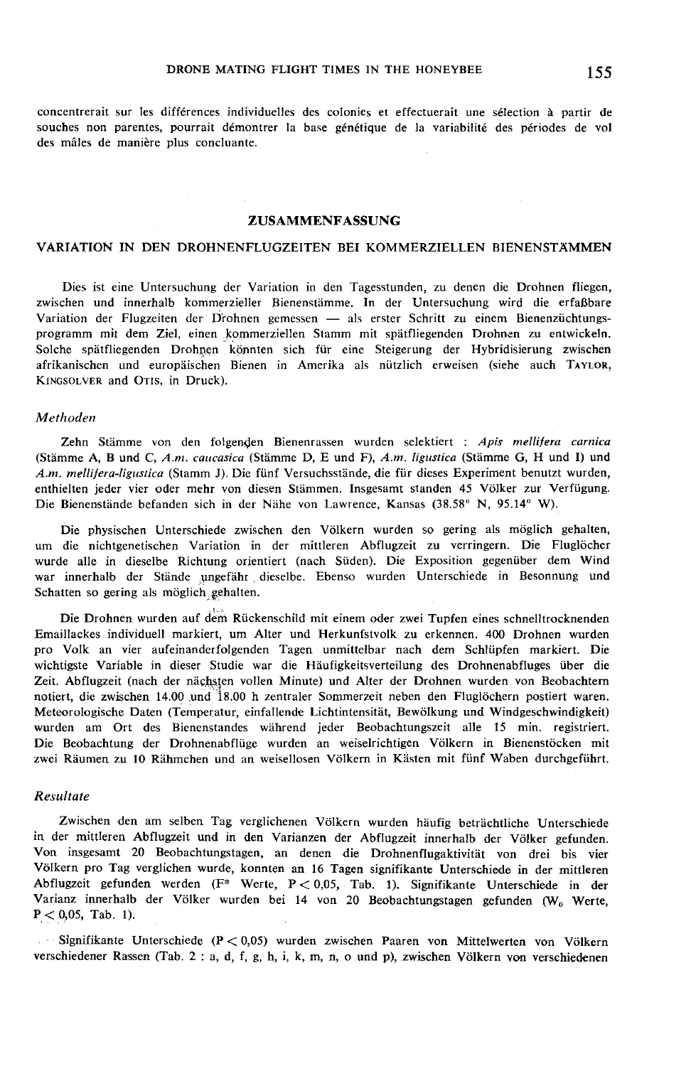concentrerait sur les différences individuelles des colonies et effectuerait une sélection à partir de souches non parentes, pourrait démontrer la base génétique de la variabilité des périodes de vol des mâles de manière plus concluante.

## ZUSAMMENFASSUNG

### VARIATION IN DEN DROHNENFLUGZEITEN BEI KOMMERZIELLEN BIENENSTÄMMEN

Dies ist eine Untersuchung der Variation in den Tagesstunden, zu denen die Drohnen fliegen, zwischen und innerhalb kommerzieller Bienenstämme. In der Untersuchung wird die erfaßbare Variation der Flugzeiten der Drohnen gemessen — als erster Schritt zu einem Bienenzüchtungsprogramm mit dem Ziel, einen kommerziellen Stamm mit spätfliegenden Drohnen zu entwickeln. Solche spätfliegenden Drohnen könnten sich für eine Steigerung der Hybridisierung zwischen afrikanischen und europäischen Bienen in Amerika als nützlich erweisen (siehe auch TAYLOR, KINGSOLVER and OTIS, in Druck).

### *Methoden*

Zehn Stämme von den folgenden Bienenrassen wurden selektiert : *Apis mellifera carnica* (Stämme A, B und C, *A.m. caucasica* (Stämme D, E und F), *A.m. ligustica* (Stämme G, H und I) und *A.m. mellifera-ligustica* (Stamm J). Die fünf Versuchsstände, die für dieses Experiment benutzt wurden, enthielten jeder vier oder mehr von diesen Stämmen. Insgesamt standen 45 Völker zur Verfügung. Die Bienenstände befanden sich in der Nähe von Lawrence, Kansas (38.58° N, 95.14° W).

Die physischen Unterschiede zwischen den Völkern wurden so gering als möglich gehalten, um die nichtgenetischen Variation in der mittleren Abflugzeit zu verringern. Die Fluglöcher wurde alle in dieselbe Richtung orientiert (nach Süden). Die Exposition gegenüber dem Wind war innerhalb der Stände ungefähr dieselbe. Ebenso wurden Unterschiede in Besonnung und Schatten so gering als möglich gehalten.

Die Drohnen wurden auf dem Rückenschild mit einem oder zwei Tupfen eines schnelltrocknenden Emaillackes individuell markiert, um Alter und Herkunfstvolk zu erkennen. 400 Drohnen wurden pro Volk an vier aufeinanderfolgenden Tagen unmittelbar nach dem Schlüpfen markiert. Die wichtigste Variable in dieser Studie war die Häufigkeitsverteilung des Drohnenabfluges über die Zeit. Abflugzeit (nach der nächsten vollen Minute) und Alter der Drohnen wurden von Beobachtern notiert, die zwischen 14.00 und 18.00 h zentraler Sommerzeit neben den Fluglöchern postiert waren. Meteorologische Daten (Temperatur, einfallende Lichtintensität, Bewölkung und Windgeschwindigkeit) wurden am Ort des Bienenstandes während jeder Beobachtungszeit alle 15 min. registriert. Die Beobachtung der Drohnenabflüge wurden an weiselrichtigen Völkern in Bienenstöcken mit zwei Räumen zu 10 Rähmchen und an weisellosen Völkern in Kästen mit fünf Waben durchgeführt.

### *Resultate*

Zwischen den am selben Tag verglichenen Völkern wurden häufig beträchtliche Unterschiede in der mittleren Abflugzeit und in den Varianzen der Abflugzeit innerhalb der Völker gefunden. Von insgesamt 20 Beobachtungstagen, an denen die Drohnenflugaktivität von drei bis vier Völkern pro Tag verglichen wurde, konnten an 16 Tagen signifikante Unterschiede in der mittleren Abflugzeit gefunden werden ($F^*$ Werte, $P < 0{,}05$, Tab. 1). Signifikante Unterschiede in der Varianz innerhalb der Völker wurden bei 14 von 20 Beobachtungstagen gefunden ($W_0$ Werte, $P < 0{,}05$, Tab. 1).

Signifikante Unterschiede ($P < 0{,}05$) wurden zwischen Paaren von Mittelwerten von Völkern verschiedener Rassen (Tab. 2 : a, d, f, g, h, i, k, m, n, o und p), zwischen Völkern von verschiedenen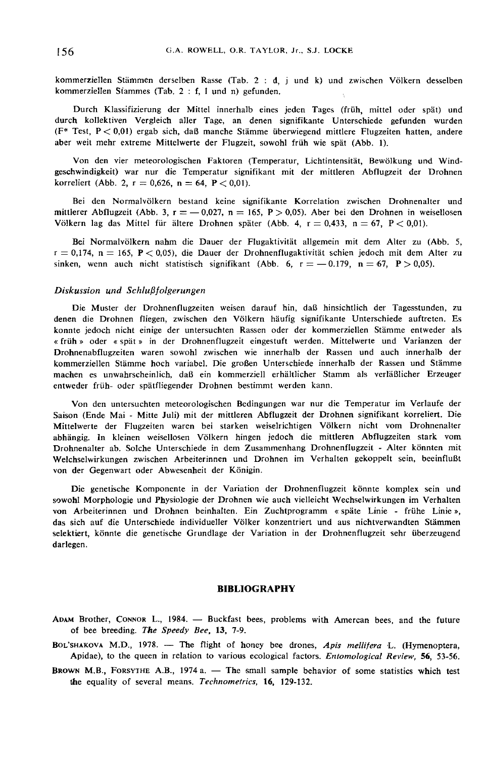kommerziellen Stämmen derselben Rasse (Tab. 2 : d, j und k) und zwischen Völkern desselben kommerziellen Stammes (Tab. 2 : f, l und n) gefunden.

Durch Klassifizierung der Mittel innerhalb eines jeden Tages (früh, mittel oder spät) und durch kollektiven Vergleich aller Tage, an denen signifikante Unterschiede gefunden wurden ($F^*$ Test, $P < 0{,}01$) ergab sich, daß manche Stämme überwiegend mittlere Flugzeiten hatten, andere aber weit mehr extreme Mittelwerte der Flugzeit, sowohl früh wie spät (Abb. 1).

Von den vier meteorologischen Faktoren (Temperatur, Lichtintensität, Bewölkung und Windgeschwindigkeit) war nur die Temperatur signifikant mit der mittleren Abflugzeit der Drohnen korreliert (Abb. 2, $r = 0{,}626$, $n = 64$, $P < 0{,}01$).

Bei den Normalvölkern bestand keine signifikante Korrelation zwischen Drohnenalter und mittlerer Abflugzeit (Abb. 3, $r = -0{,}027$, $n = 165$, $P > 0{,}05$). Aber bei den Drohnen in weisellosen Völkern lag das Mittel für ältere Drohnen später (Abb. 4, $r = 0{,}433$, $n = 67$, $P < 0{,}01$).

Bei Normalvölkern nahm die Dauer der Flugaktivität allgemein mit dem Alter zu (Abb. 5, $r = 0{,}174$, $n = 165$, $P < 0{,}05$), die Dauer der Drohnenflugaktivität schien jedoch mit dem Alter zu sinken, wenn auch nicht statistisch signifikant (Abb. 6, $r = -0.179$, $n = 67$, $P > 0{,}05$).

## *Diskussion und Schlußfolgerungen*

Die Muster der Drohnenflugzeiten weisen darauf hin, daß hinsichtlich der Tagesstunden, zu denen die Drohnen fliegen, zwischen den Völkern häufig signifikante Unterschiede auftreten. Es konnte jedoch nicht einige der untersuchten Rassen oder der kommerziellen Stämme entweder als « früh » oder « spät » in der Drohnenflugzeit eingestuft werden. Mittelwerte und Varianzen der Drohnenabflugzeiten waren sowohl zwischen wie innerhalb der Rassen und auch innerhalb der kommerziellen Stämme hoch variabel. Die großen Unterschiede innerhalb der Rassen und Stämme machen es unwahrscheinlich, daß ein kommerziell erhältlicher Stamm als verläßlicher Erzeuger entweder früh- oder spätfliegender Drohnen bestimmt werden kann.

Von den untersuchten meteorologischen Bedingungen war nur die Temperatur im Verlaufe der Saison (Ende Mai - Mitte Juli) mit der mittleren Abflugzeit der Drohnen signifikant korreliert. Die Mittelwerte der Flugzeiten waren bei starken weiselrichtigen Völkern nicht vom Drohnenalter abhängig. In kleinen weisellosen Völkern hingen jedoch die mittleren Abflugzeiten stark vom Drohnenalter ab. Solche Unterschiede in dem Zusammenhang Drohnenflugzeit - Alter könnten mit Welchselwirkungen zwischen Arbeiterinnen und Drohnen im Verhalten gekoppelt sein, beeinflußt von der Gegenwart oder Abwesenheit der Königin.

Die genetische Komponente in der Variation der Drohnenflugzeit könnte komplex sein und sowohl Morphologie und Physiologie der Drohnen wie auch vielleicht Wechselwirkungen im Verhalten von Arbeiterinnen und Drohnen beinhalten. Ein Zuchtprogramm « späte Linie - frühe Linie », das sich auf die Unterschiede individueller Völker konzentriert und aus nichtverwandten Stämmen selektiert, könnte die genetische Grundlage der Variation in der Drohnenflugzeit sehr überzeugend darlegen.

## BIBLIOGRAPHY

ADAM Brother, CONNOR L., 1984. — Buckfast bees, problems with Amercan bees, and the future of bee breeding. *The Speedy Bee*, **13**, 7-9.

BOL'SHAKOVA M.D., 1978. — The flight of honey bee drones, *Apis mellifera* L. (Hymenoptera, Apidae), to the queen in relation to various ecological factors. *Entomological Review*, **56**, 53-56.

BROWN M.B., FORSYTHE A.B., 1974 a. — The small sample behavior of some statistics which test the equality of several means. *Technometrics*, **16**, 129-132.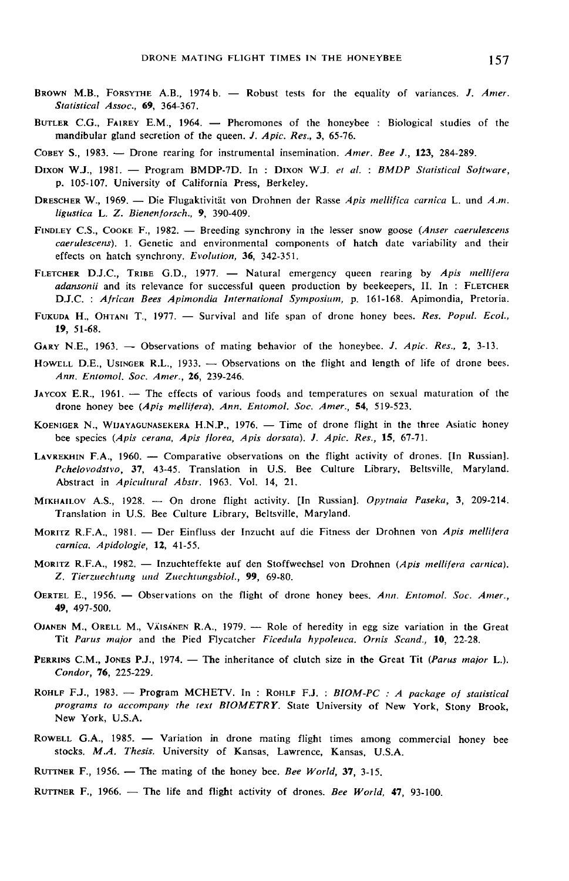BROWN M.B., FORSYTHE A.B., 1974 b. — Robust tests for the equality of variances. *J. Amer. Statistical Assoc.*, **69**, 364-367.

BUTLER C.G., FAIREY E.M., 1964. — Pheromones of the honeybee : Biological studies of the mandibular gland secretion of the queen. *J. Apic. Res.*, **3**, 65-76.

COBEY S., 1983. — Drone rearing for instrumental insemination. *Amer. Bee J.*, **123**, 284-289.

DIXON W.J., 1981. — Program BMDP-7D. In : DIXON W.J. *et al.* : *BMDP Statistical Software*, p. 105-107. University of California Press, Berkeley.

DRESCHER W., 1969. — Die Flugaktivität von Drohnen der Rasse *Apis mellifica carnica* L. und *A.m. ligustica* L. *Z. Bienenforsch.*, **9**, 390-409.

FINDLEY C.S., COOKE F., 1982. — Breeding synchrony in the lesser snow goose (*Anser caerulescens caerulescens*). 1. Genetic and environmental components of hatch date variability and their effects on hatch synchrony. *Evolution*, **36**, 342-351.

FLETCHER D.J.C., TRIBE G.D., 1977. — Natural emergency queen rearing by *Apis mellifera adansonii* and its relevance for successful queen production by beekeepers, II. In : FLETCHER D.J.C. : *African Bees Apimondia International Symposium*, p. 161-168. Apimondia, Pretoria.

FUKUDA H., OHTANI T., 1977. — Survival and life span of drone honey bees. *Res. Popul. Ecol.*, **19**, 51-68.

GARY N.E., 1963. — Observations of mating behavior of the honeybee. *J. Apic. Res.*, **2**, 3-13.

HOWELL D.E., USINGER R.L., 1933. — Observations on the flight and length of life of drone bees. *Ann. Entomol. Soc. Amer.*, **26**, 239-246.

JAYCOX E.R., 1961. — The effects of various foods and temperatures on sexual maturation of the drone honey bee (*Apis mellifera*). *Ann. Entomol. Soc. Amer.*, **54**, 519-523.

KOENIGER N., WIJAYAGUNASEKERA H.N.P., 1976. — Time of drone flight in the three Asiatic honey bee species (*Apis cerana, Apis florea, Apis dorsata*). *J. Apic. Res.*, **15**, 67-71.

LAVREKHIN F.A., 1960. — Comparative observations on the flight activity of drones. [In Russian]. *Pchelovodstvo*, **37**, 43-45. Translation in U.S. Bee Culture Library, Beltsville, Maryland. Abstract in *Apicultural Abstr.* 1963. Vol. 14, 21.

MIKHAILOV A.S., 1928. — On drone flight activity. [In Russian]. *Opytnaia Paseka*, **3**, 209-214. Translation in U.S. Bee Culture Library, Beltsville, Maryland.

MORITZ R.F.A., 1981. — Der Einfluss der Inzucht auf die Fitness der Drohnen von *Apis mellifera carnica*. *Apidologie*, **12**, 41-55.

MORITZ R.F.A., 1982. — Inzuchteffekte auf den Stoffwechsel von Drohnen (*Apis mellifera carnica*). *Z. Tierzuechtung und Zuechtungsbiol.*, **99**, 69-80.

OERTEL E., 1956. — Observations on the flight of drone honey bees. *Ann. Entomol. Soc. Amer.*, **49**, 497-500.

OJANEN M., ORELL M., VÄISÄNEN R.A., 1979. — Role of heredity in egg size variation in the Great Tit *Parus major* and the Pied Flycatcher *Ficedula hypoleuca*. *Ornis Scand.*, **10**, 22-28.

PERRINS C.M., JONES P.J., 1974. — The inheritance of clutch size in the Great Tit (*Parus major* L.). *Condor*, **76**, 225-229.

ROHLF F.J., 1983. — Program MCHETV. In : ROHLF F.J. : *BIOM-PC : A package of statistical programs to accompany the text BIOMETRY*. State University of New York, Stony Brook, New York, U.S.A.

ROWELL G.A., 1985. — Variation in drone mating flight times among commercial honey bee stocks. *M.A. Thesis*. University of Kansas, Lawrence, Kansas, U.S.A.

RUTTNER F., 1956. — The mating of the honey bee. *Bee World*, **37**, 3-15.

RUTTNER F., 1966. — The life and flight activity of drones. *Bee World*, **47**, 93-100.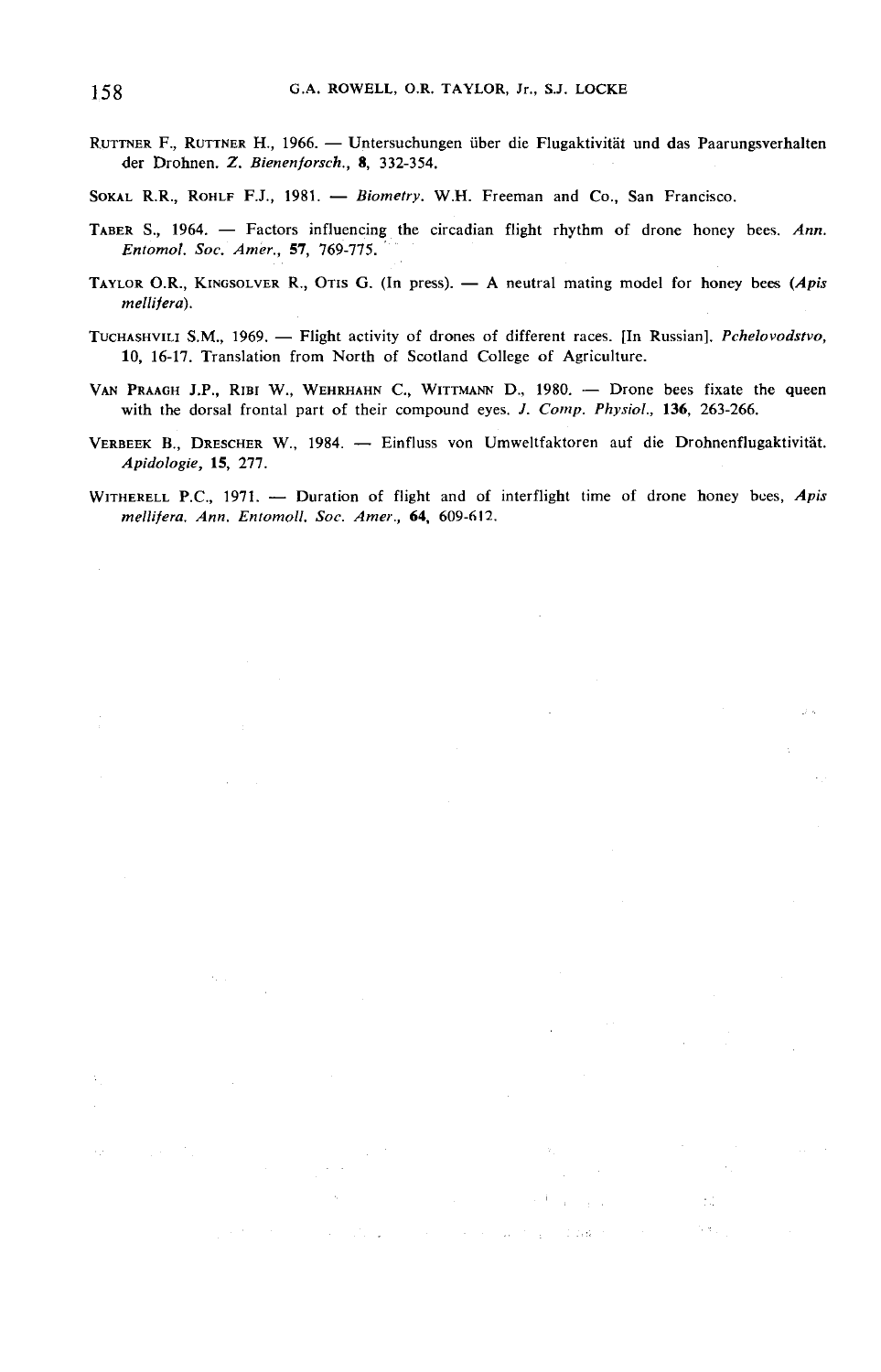RUTTNER F., RUTTNER H., 1966. — Untersuchungen über die Flugaktivität und das Paarungsverhalten der Drohnen. *Z. Bienenforsch.*, **8**, 332-354.

SOKAL R.R., ROHLF F.J., 1981. — *Biometry*. W.H. Freeman and Co., San Francisco.

TABER S., 1964. — Factors influencing the circadian flight rhythm of drone honey bees. *Ann. Entomol. Soc. Amer.*, **57**, 769-775.

TAYLOR O.R., KINGSOLVER R., OTIS G. (In press). — A neutral mating model for honey bees (*Apis mellifera*).

TUCHASHVILI S.M., 1969. — Flight activity of drones of different races. [In Russian]. *Pchelovodstvo*, **10**, 16-17. Translation from North of Scotland College of Agriculture.

VAN PRAAGH J.P., RIBI W., WEHRHAHN C., WITTMANN D., 1980. — Drone bees fixate the queen with the dorsal frontal part of their compound eyes. *J. Comp. Physiol.*, **136**, 263-266.

VERBEEK B., DRESCHER W., 1984. — Einfluss von Umweltfaktoren auf die Drohnenflugaktivität. *Apidologie*, **15**, 277.

WITHERELL P.C., 1971. — Duration of flight and of interflight time of drone honey bees, *Apis mellifera*. *Ann. Entomoll. Soc. Amer.*, **64**, 609-612.